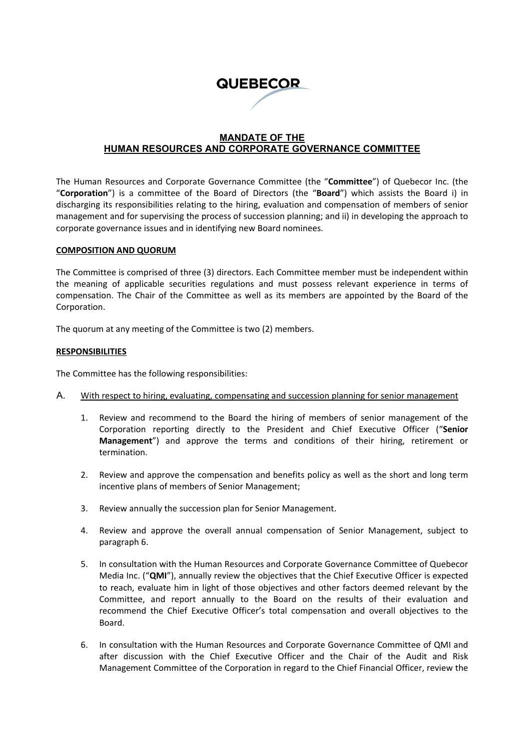QUEBECOR

# MANDATE OF THE HUMAN RESOURCES AND CORPORATE GOVERNANCE COMMITTEE

The Human Resources and Corporate Governance Committee (the "**Committee**") of Quebecor Inc. (the "**Corporation**") is a committee of the Board of Directors (the "**Board**") which assists the Board i) in discharging its responsibilities relating to the hiring, evaluation and compensation of members of senior management and for supervising the process of succession planning; and ii) in developing the approach to corporate governance issues and in identifying new Board nominees.

## COMPOSITION AND QUORUM

The Committee is comprised of three (3) directors. Each Committee member must be independent within the meaning of applicable securities regulations and must possess relevant experience in terms of compensation. The Chair of the Committee as well as its members are appointed by the Board of the Corporation.

The quorum at any meeting of the Committee is two (2) members.

## RESPONSIBILITIES

The Committee has the following responsibilities:

### A. With respect to hiring, evaluating, compensating and succession planning for senior management

1. Review and recommend to the Board the hiring of members of senior management of the Corporation reporting directly to the President and Chief Executive Officer ("**Senior Management**") and approve the terms and conditions of their hiring, retirement or termination.

2. Review and approve the compensation and benefits policy as well as the short and long term incentive plans of members of Senior Management;

3. Review annually the succession plan for Senior Management.

4. Review and approve the overall annual compensation of Senior Management, subject to paragraph 6.

5. In consultation with the Human Resources and Corporate Governance Committee of Quebecor Media Inc. ("**QMI**"), annually review the objectives that the Chief Executive Officer is expected to reach, evaluate him in light of those objectives and other factors deemed relevant by the Committee, and report annually to the Board on the results of their evaluation and recommend the Chief Executive Officer's total compensation and overall objectives to the Board.

6. In consultation with the Human Resources and Corporate Governance Committee of QMI and after discussion with the Chief Executive Officer and the Chair of the Audit and Risk Management Committee of the Corporation in regard to the Chief Financial Officer, review the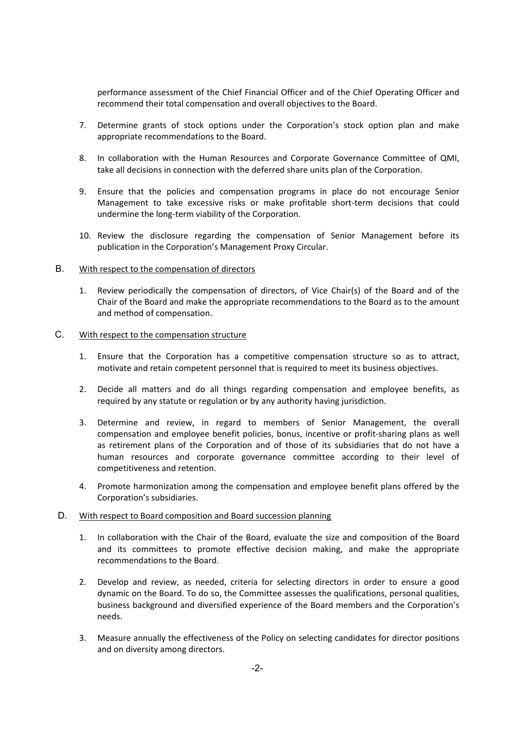performance assessment of the Chief Financial Officer and of the Chief Operating Officer and recommend their total compensation and overall objectives to the Board.

7. Determine grants of stock options under the Corporation's stock option plan and make appropriate recommendations to the Board.

8. In collaboration with the Human Resources and Corporate Governance Committee of QMI, take all decisions in connection with the deferred share units plan of the Corporation.

9. Ensure that the policies and compensation programs in place do not encourage Senior Management to take excessive risks or make profitable short-term decisions that could undermine the long-term viability of the Corporation.

10. Review the disclosure regarding the compensation of Senior Management before its publication in the Corporation's Management Proxy Circular.

B. <u>With respect to the compensation of directors</u>

1. Review periodically the compensation of directors, of Vice Chair(s) of the Board and of the Chair of the Board and make the appropriate recommendations to the Board as to the amount and method of compensation.

C. <u>With respect to the compensation structure</u>

1. Ensure that the Corporation has a competitive compensation structure so as to attract, motivate and retain competent personnel that is required to meet its business objectives.

2. Decide all matters and do all things regarding compensation and employee benefits, as required by any statute or regulation or by any authority having jurisdiction.

3. Determine and review, in regard to members of Senior Management, the overall compensation and employee benefit policies, bonus, incentive or profit-sharing plans as well as retirement plans of the Corporation and of those of its subsidiaries that do not have a human resources and corporate governance committee according to their level of competitiveness and retention.

4. Promote harmonization among the compensation and employee benefit plans offered by the Corporation's subsidiaries.

D. <u>With respect to Board composition and Board succession planning</u>

1. In collaboration with the Chair of the Board, evaluate the size and composition of the Board and its committees to promote effective decision making, and make the appropriate recommendations to the Board.

2. Develop and review, as needed, criteria for selecting directors in order to ensure a good dynamic on the Board. To do so, the Committee assesses the qualifications, personal qualities, business background and diversified experience of the Board members and the Corporation's needs.

3. Measure annually the effectiveness of the Policy on selecting candidates for director positions and on diversity among directors.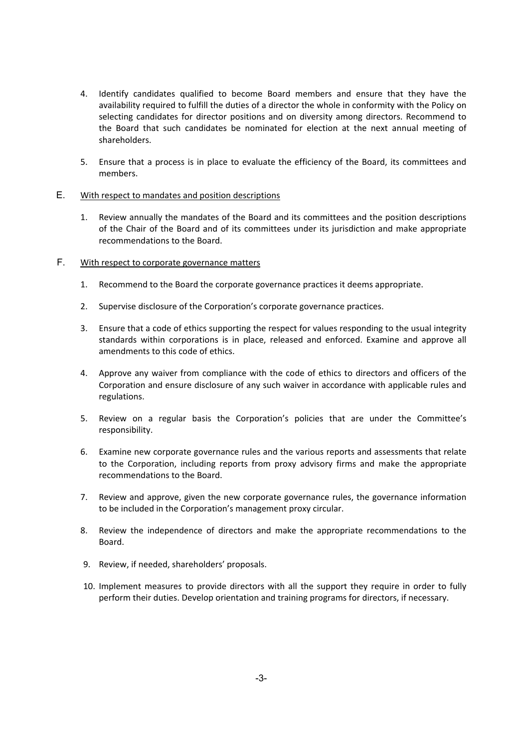4. Identify candidates qualified to become Board members and ensure that they have the availability required to fulfill the duties of a director the whole in conformity with the Policy on selecting candidates for director positions and on diversity among directors. Recommend to the Board that such candidates be nominated for election at the next annual meeting of shareholders.

5. Ensure that a process is in place to evaluate the efficiency of the Board, its committees and members.

E. <u>With respect to mandates and position descriptions</u>

1. Review annually the mandates of the Board and its committees and the position descriptions of the Chair of the Board and of its committees under its jurisdiction and make appropriate recommendations to the Board.

F. <u>With respect to corporate governance matters</u>

1. Recommend to the Board the corporate governance practices it deems appropriate.

2. Supervise disclosure of the Corporation's corporate governance practices.

3. Ensure that a code of ethics supporting the respect for values responding to the usual integrity standards within corporations is in place, released and enforced. Examine and approve all amendments to this code of ethics.

4. Approve any waiver from compliance with the code of ethics to directors and officers of the Corporation and ensure disclosure of any such waiver in accordance with applicable rules and regulations.

5. Review on a regular basis the Corporation's policies that are under the Committee's responsibility.

6. Examine new corporate governance rules and the various reports and assessments that relate to the Corporation, including reports from proxy advisory firms and make the appropriate recommendations to the Board.

7. Review and approve, given the new corporate governance rules, the governance information to be included in the Corporation's management proxy circular.

8. Review the independence of directors and make the appropriate recommendations to the Board.

9. Review, if needed, shareholders' proposals.

10. Implement measures to provide directors with all the support they require in order to fully perform their duties. Develop orientation and training programs for directors, if necessary.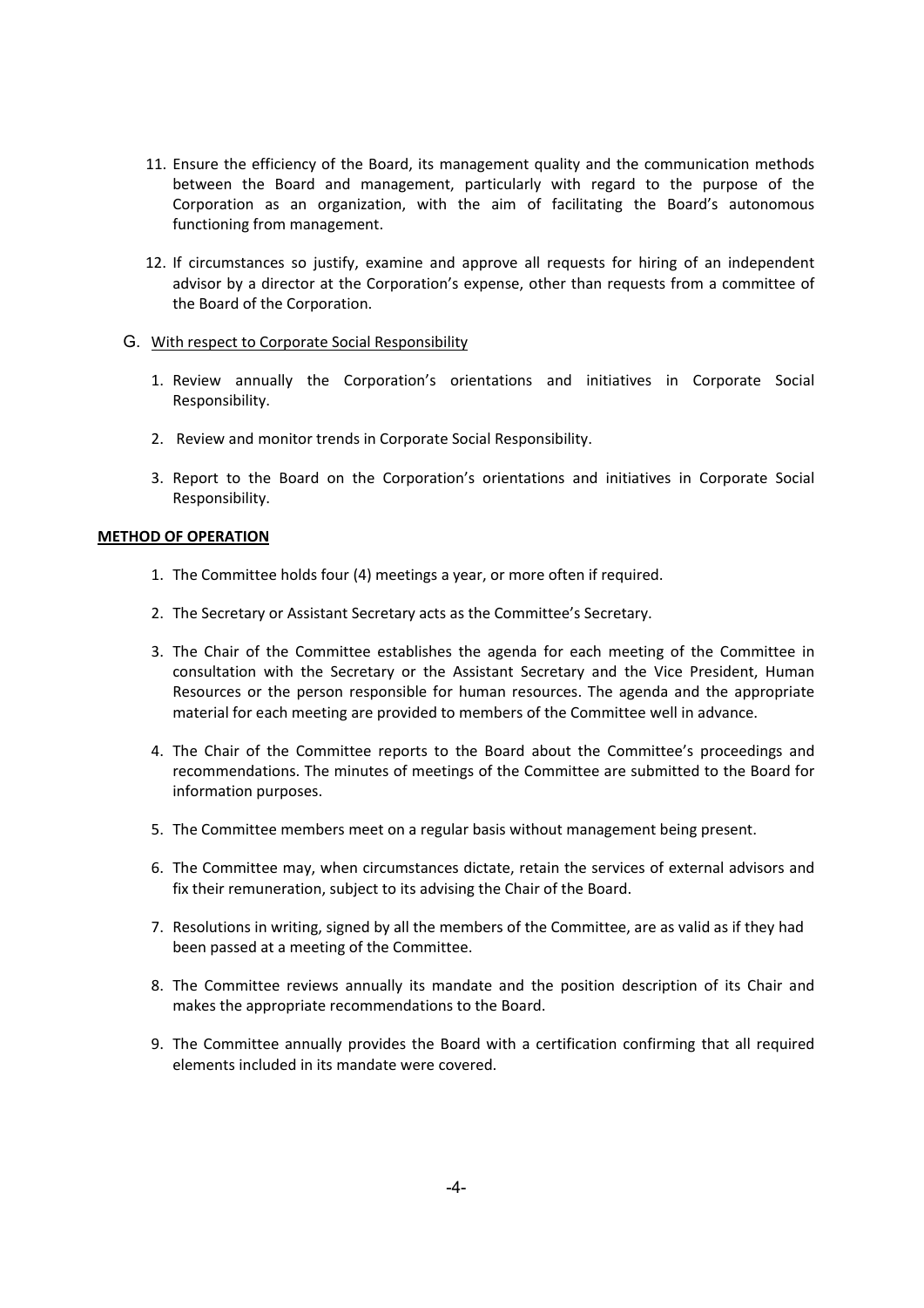11. Ensure the efficiency of the Board, its management quality and the communication methods between the Board and management, particularly with regard to the purpose of the Corporation as an organization, with the aim of facilitating the Board's autonomous functioning from management.

12. If circumstances so justify, examine and approve all requests for hiring of an independent advisor by a director at the Corporation's expense, other than requests from a committee of the Board of the Corporation.

G. With respect to Corporate Social Responsibility

1. Review annually the Corporation's orientations and initiatives in Corporate Social Responsibility.

2. Review and monitor trends in Corporate Social Responsibility.

3. Report to the Board on the Corporation's orientations and initiatives in Corporate Social Responsibility.

**METHOD OF OPERATION**

1. The Committee holds four (4) meetings a year, or more often if required.

2. The Secretary or Assistant Secretary acts as the Committee's Secretary.

3. The Chair of the Committee establishes the agenda for each meeting of the Committee in consultation with the Secretary or the Assistant Secretary and the Vice President, Human Resources or the person responsible for human resources. The agenda and the appropriate material for each meeting are provided to members of the Committee well in advance.

4. The Chair of the Committee reports to the Board about the Committee's proceedings and recommendations. The minutes of meetings of the Committee are submitted to the Board for information purposes.

5. The Committee members meet on a regular basis without management being present.

6. The Committee may, when circumstances dictate, retain the services of external advisors and fix their remuneration, subject to its advising the Chair of the Board.

7. Resolutions in writing, signed by all the members of the Committee, are as valid as if they had been passed at a meeting of the Committee.

8. The Committee reviews annually its mandate and the position description of its Chair and makes the appropriate recommendations to the Board.

9. The Committee annually provides the Board with a certification confirming that all required elements included in its mandate were covered.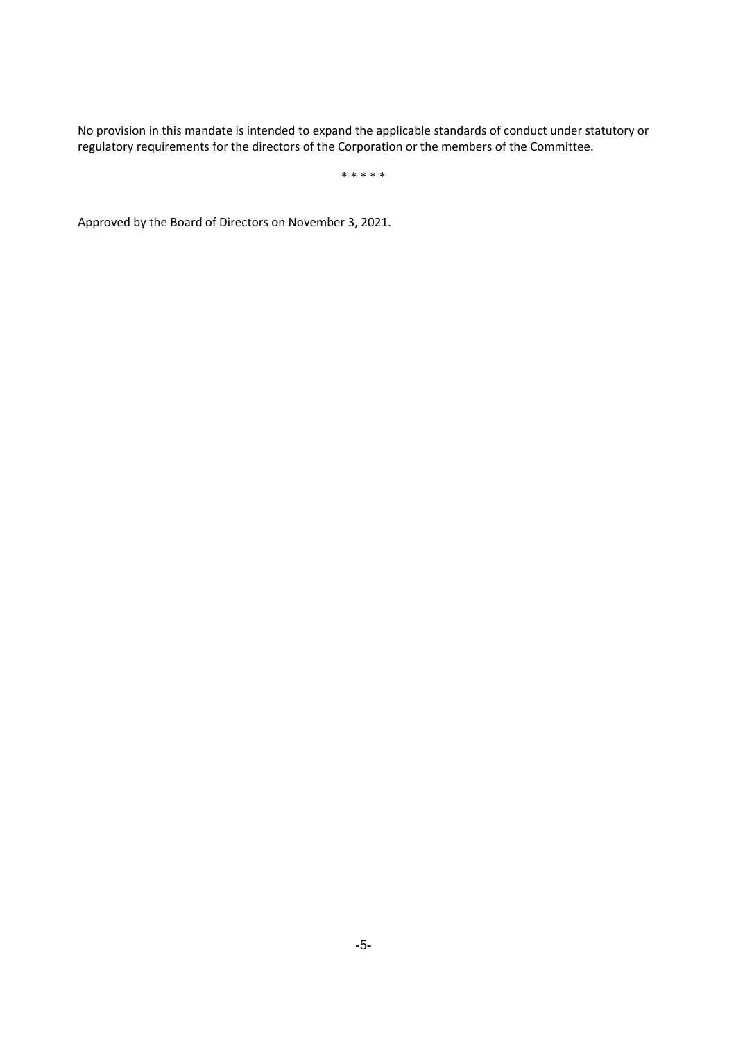No provision in this mandate is intended to expand the applicable standards of conduct under statutory or regulatory requirements for the directors of the Corporation or the members of the Committee.

\* \* \* \* \*

Approved by the Board of Directors on November 3, 2021.